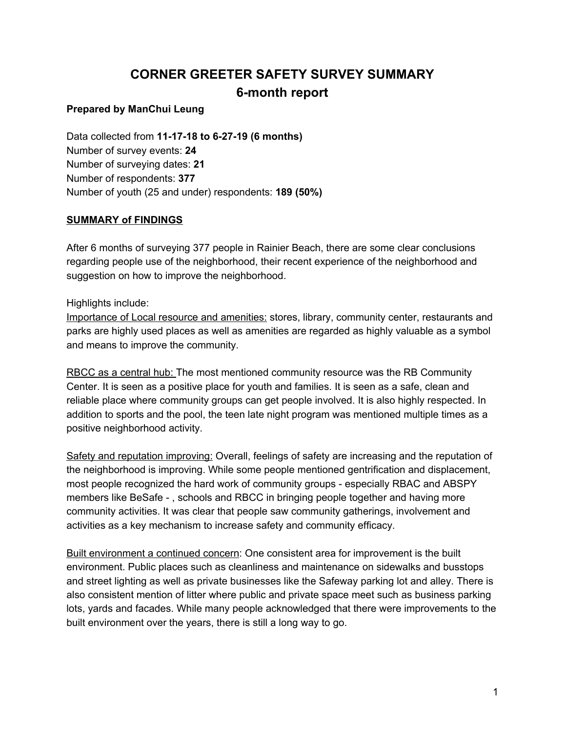# CORNER GREETER SAFETY SURVEY SUMMARY
## 6-month report

**Prepared by ManChui Leung**

Data collected from **11-17-18 to 6-27-19 (6 months)**
Number of survey events: **24**
Number of surveying dates: **21**
Number of respondents: **377**
Number of youth (25 and under) respondents: **189 (50%)**

**SUMMARY of FINDINGS**

After 6 months of surveying 377 people in Rainier Beach, there are some clear conclusions regarding people use of the neighborhood, their recent experience of the neighborhood and suggestion on how to improve the neighborhood.

Highlights include:
Importance of Local resource and amenities: stores, library, community center, restaurants and parks are highly used places as well as amenities are regarded as highly valuable as a symbol and means to improve the community.

RBCC as a central hub: The most mentioned community resource was the RB Community Center. It is seen as a positive place for youth and families. It is seen as a safe, clean and reliable place where community groups can get people involved. It is also highly respected. In addition to sports and the pool, the teen late night program was mentioned multiple times as a positive neighborhood activity.

Safety and reputation improving: Overall, feelings of safety are increasing and the reputation of the neighborhood is improving. While some people mentioned gentrification and displacement, most people recognized the hard work of community groups - especially RBAC and ABSPY members like BeSafe - , schools and RBCC in bringing people together and having more community activities. It was clear that people saw community gatherings, involvement and activities as a key mechanism to increase safety and community efficacy.

Built environment a continued concern: One consistent area for improvement is the built environment. Public places such as cleanliness and maintenance on sidewalks and busstops and street lighting as well as private businesses like the Safeway parking lot and alley. There is also consistent mention of litter where public and private space meet such as business parking lots, yards and facades. While many people acknowledged that there were improvements to the built environment over the years, there is still a long way to go.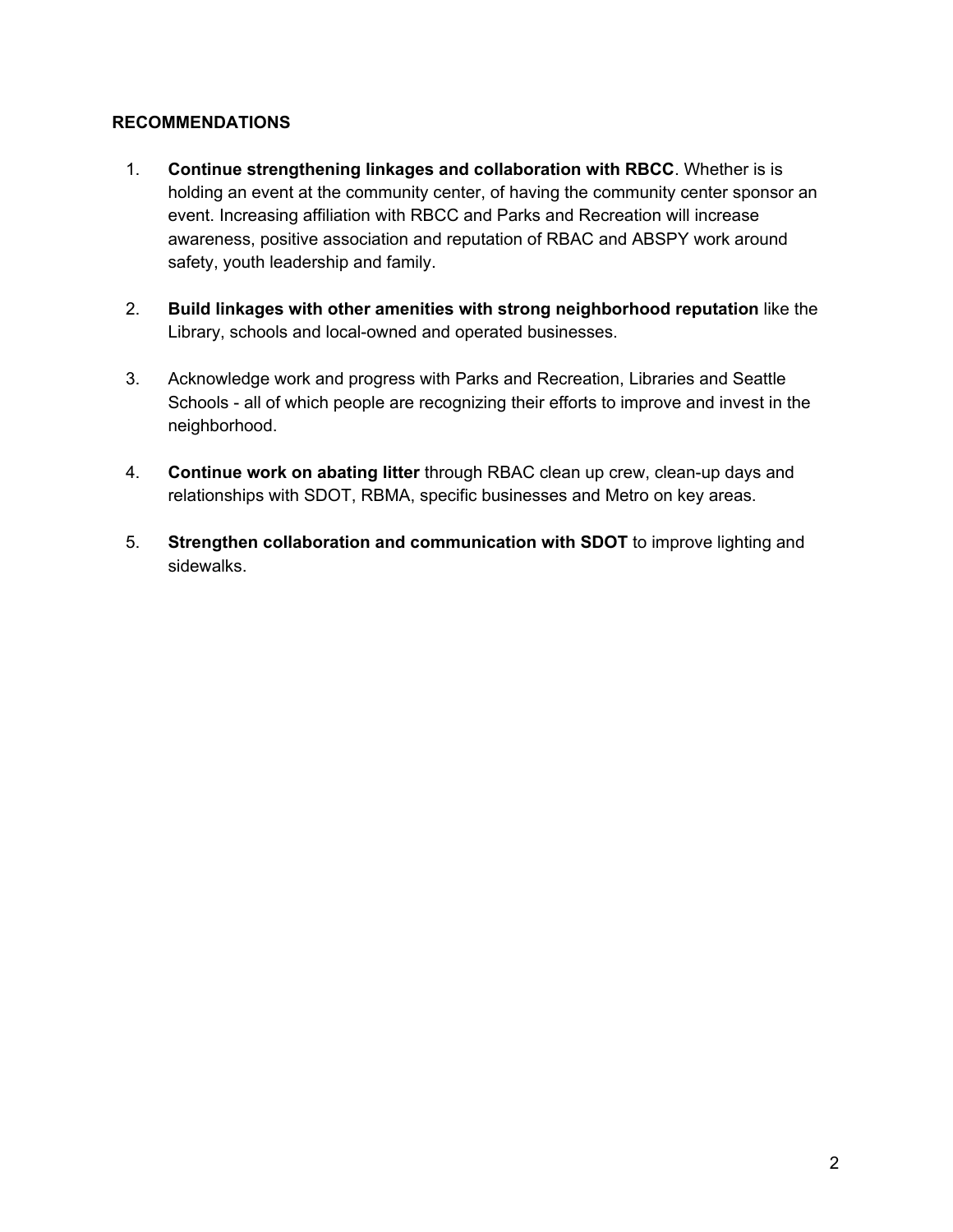**RECOMMENDATIONS**

1. **Continue strengthening linkages and collaboration with RBCC**. Whether is is holding an event at the community center, of having the community center sponsor an event. Increasing affiliation with RBCC and Parks and Recreation will increase awareness, positive association and reputation of RBAC and ABSPY work around safety, youth leadership and family.

2. **Build linkages with other amenities with strong neighborhood reputation** like the Library, schools and local-owned and operated businesses.

3. Acknowledge work and progress with Parks and Recreation, Libraries and Seattle Schools - all of which people are recognizing their efforts to improve and invest in the neighborhood.

4. **Continue work on abating litter** through RBAC clean up crew, clean-up days and relationships with SDOT, RBMA, specific businesses and Metro on key areas.

5. **Strengthen collaboration and communication with SDOT** to improve lighting and sidewalks.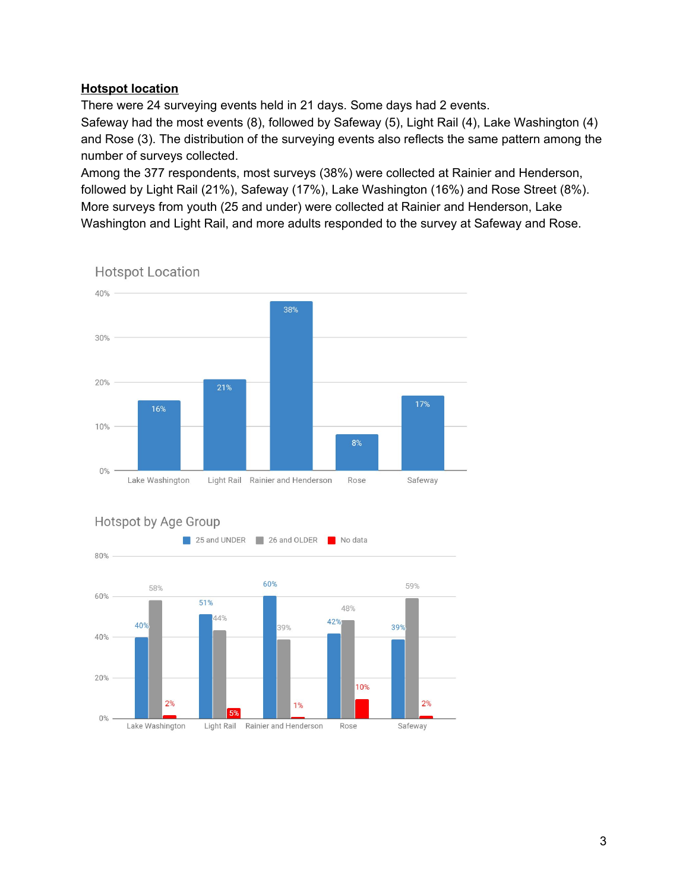**Hotspot location**

There were 24 surveying events held in 21 days. Some days had 2 events.
Safeway had the most events (8), followed by Safeway (5), Light Rail (4), Lake Washington (4) and Rose (3). The distribution of the surveying events also reflects the same pattern among the number of surveys collected.
Among the 377 respondents, most surveys (38%) were collected at Rainier and Henderson, followed by Light Rail (21%), Safeway (17%), Lake Washington (16%) and Rose Street (8%). More surveys from youth (25 and under) were collected at Rainier and Henderson, Lake Washington and Light Rail, and more adults responded to the survey at Safeway and Rose.

**Hotspot Location**

| Location | Percent |
|---|---|
| Lake Washington | 16% |
| Light Rail | 21% |
| Rainier and Henderson | 38% |
| Rose | 8% |
| Safeway | 17% |

**Hotspot by Age Group**

| Location | 25 and UNDER | 26 and OLDER | No data |
|---|---|---|---|
| Lake Washington | 40% | 58% | 2% |
| Light Rail | 51% | 44% | 5% |
| Rainier and Henderson | 60% | 39% | 1% |
| Rose | 42% | 48% | 10% |
| Safeway | 39% | 59% | 2% |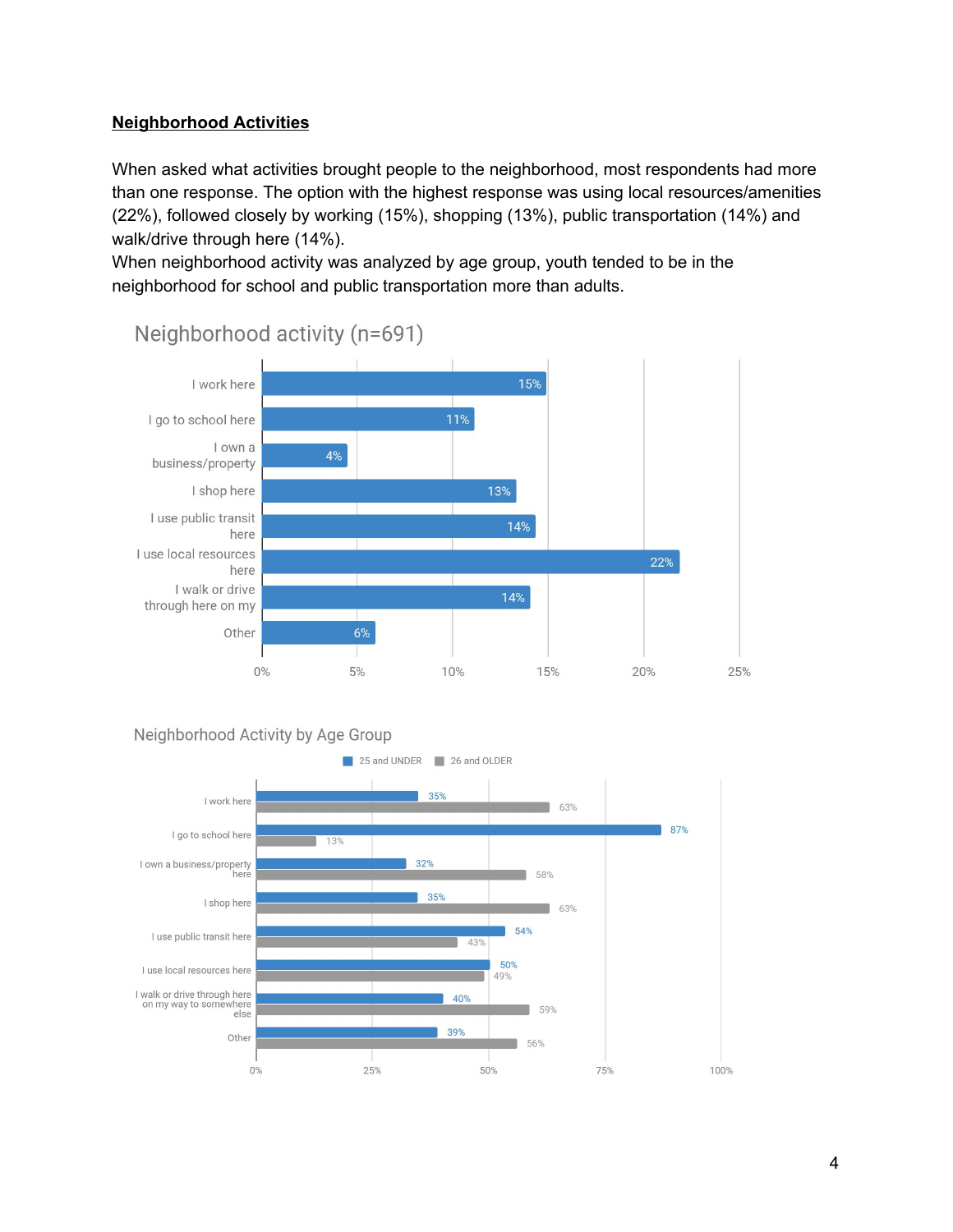**Neighborhood Activities**

When asked what activities brought people to the neighborhood, most respondents had more than one response. The option with the highest response was using local resources/amenities (22%), followed closely by working (15%), shopping (13%), public transportation (14%) and walk/drive through here (14%).

When neighborhood activity was analyzed by age group, youth tended to be in the neighborhood for school and public transportation more than adults.

**Neighborhood activity (n=691)**

| Activity | Percent |
| --- | --- |
| I work here | 15% |
| I go to school here | 11% |
| I own a business/property | 4% |
| I shop here | 13% |
| I use public transit here | 14% |
| I use local resources here | 22% |
| I walk or drive through here on my | 14% |
| Other | 6% |

**Neighborhood Activity by Age Group**

| Activity | 25 and UNDER | 26 and OLDER |
| --- | --- | --- |
| I work here | 35% | 63% |
| I go to school here | 87% | 13% |
| I own a business/property here | 32% | 58% |
| I shop here | 35% | 63% |
| I use public transit here | 54% | 43% |
| I use local resources here | 50% | 49% |
| I walk or drive through here on my way to somewhere else | 40% | 59% |
| Other | 39% | 56% |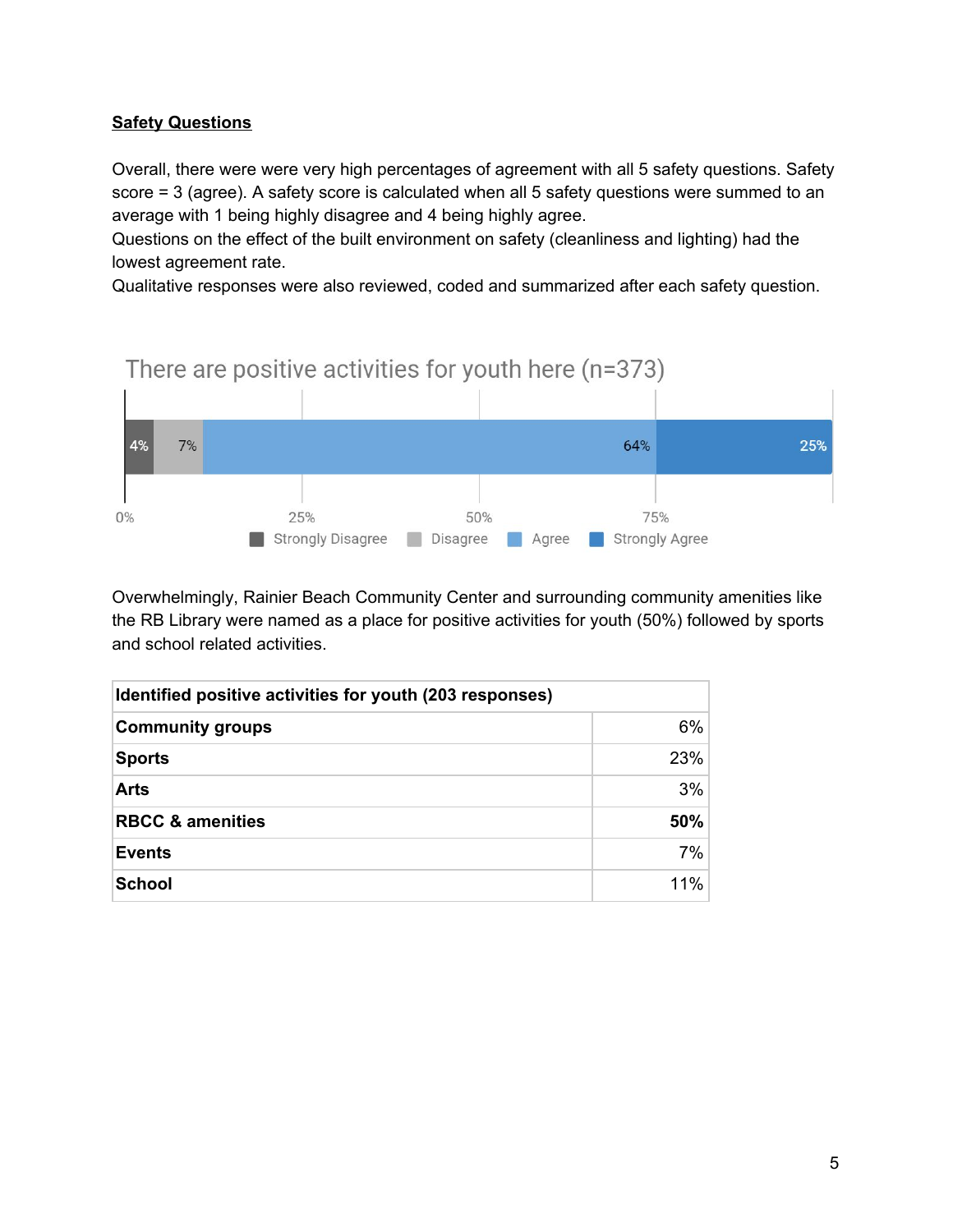**Safety Questions**

Overall, there were were very high percentages of agreement with all 5 safety questions. Safety score = 3 (agree). A safety score is calculated when all 5 safety questions were summed to an average with 1 being highly disagree and 4 being highly agree.
Questions on the effect of the built environment on safety (cleanliness and lighting) had the lowest agreement rate.
Qualitative responses were also reviewed, coded and summarized after each safety question.

There are positive activities for youth here (n=373)

| Strongly Disagree | Disagree | Agree | Strongly Agree |
|---|---|---|---|
| 4% | 7% | 64% | 25% |

Overwhelmingly, Rainier Beach Community Center and surrounding community amenities like the RB Library were named as a place for positive activities for youth (50%) followed by sports and school related activities.

| **Identified positive activities for youth (203 responses)** | |
|---|---|
| **Community groups** | 6% |
| **Sports** | 23% |
| **Arts** | 3% |
| **RBCC & amenities** | **50%** |
| **Events** | 7% |
| **School** | 11% |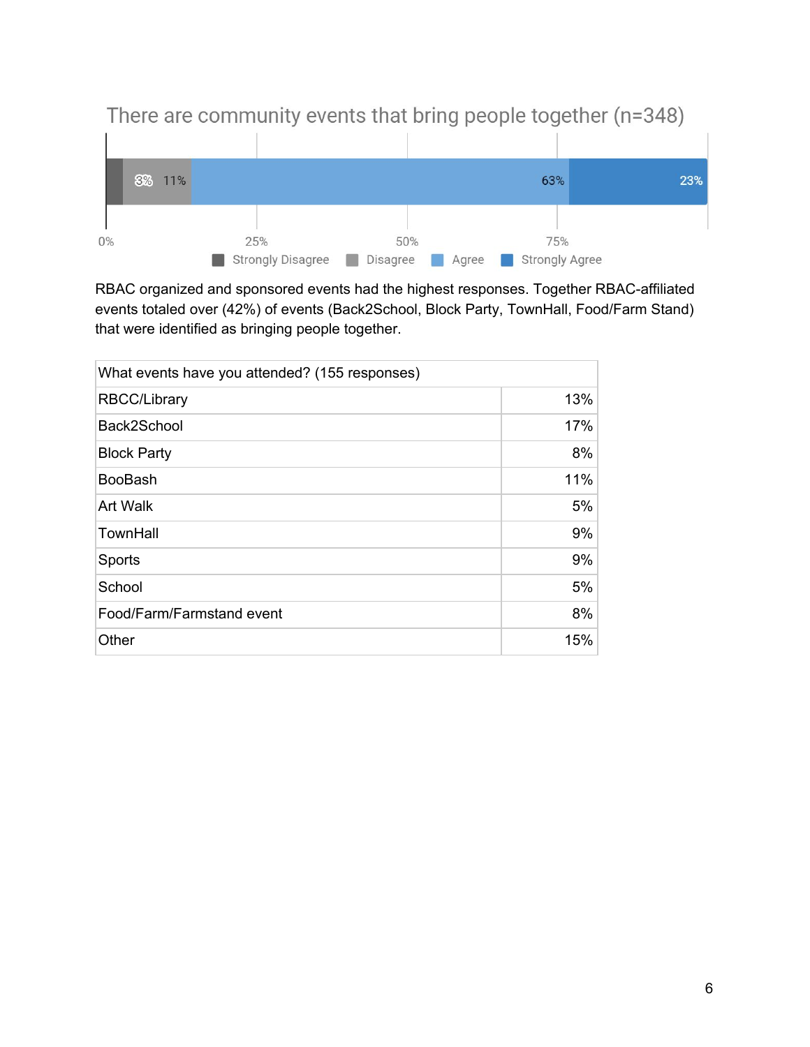There are community events that bring people together (n=348)

| Strongly Disagree | Disagree | Agree | Strongly Agree |
|---|---|---|---|
| 3% | 11% | 63% | 23% |

RBAC organized and sponsored events had the highest responses. Together RBAC-affiliated events totaled over (42%) of events (Back2School, Block Party, TownHall, Food/Farm Stand) that were identified as bringing people together.

| What events have you attended? (155 responses) | |
|---|---:|
| RBCC/Library | 13% |
| Back2School | 17% |
| Block Party | 8% |
| BooBash | 11% |
| Art Walk | 5% |
| TownHall | 9% |
| Sports | 9% |
| School | 5% |
| Food/Farm/Farmstand event | 8% |
| Other | 15% |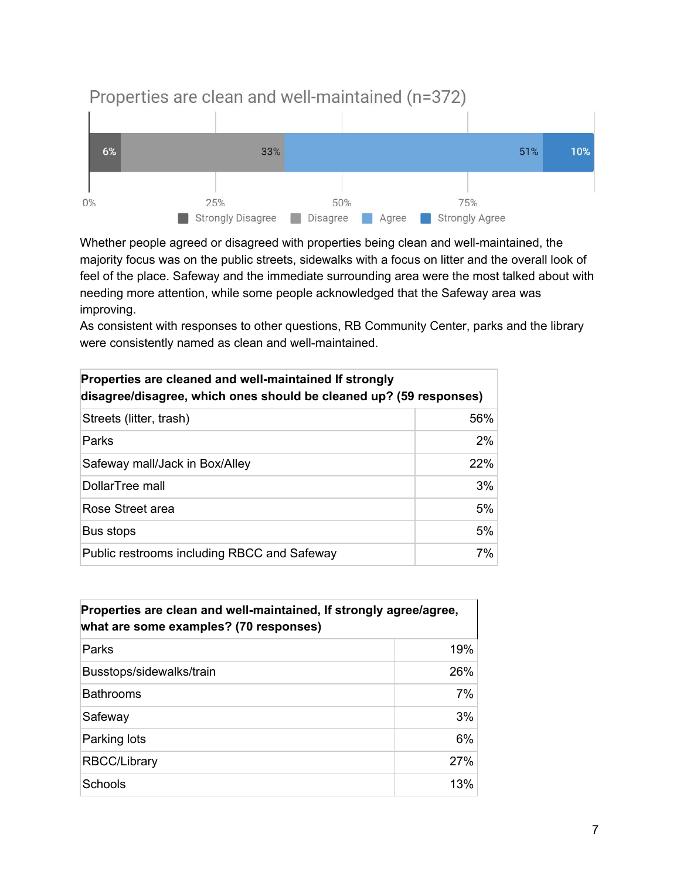Properties are clean and well-maintained (n=372)

| Strongly Disagree | Disagree | Agree | Strongly Agree |
|---|---|---|---|
| 6% | 33% | 51% | 10% |

Whether people agreed or disagreed with properties being clean and well-maintained, the majority focus was on the public streets, sidewalks with a focus on litter and the overall look of feel of the place. Safeway and the immediate surrounding area were the most talked about with needing more attention, while some people acknowledged that the Safeway area was improving.
As consistent with responses to other questions, RB Community Center, parks and the library were consistently named as clean and well-maintained.

| **Properties are cleaned and well-maintained If strongly disagree/disagree, which ones should be cleaned up? (59 responses)** | |
|---|---|
| Streets (litter, trash) | 56% |
| Parks | 2% |
| Safeway mall/Jack in Box/Alley | 22% |
| DollarTree mall | 3% |
| Rose Street area | 5% |
| Bus stops | 5% |
| Public restrooms including RBCC and Safeway | 7% |

| **Properties are clean and well-maintained, If strongly agree/agree, what are some examples? (70 responses)** | |
|---|---|
| Parks | 19% |
| Busstops/sidewalks/train | 26% |
| Bathrooms | 7% |
| Safeway | 3% |
| Parking lots | 6% |
| RBCC/Library | 27% |
| Schools | 13% |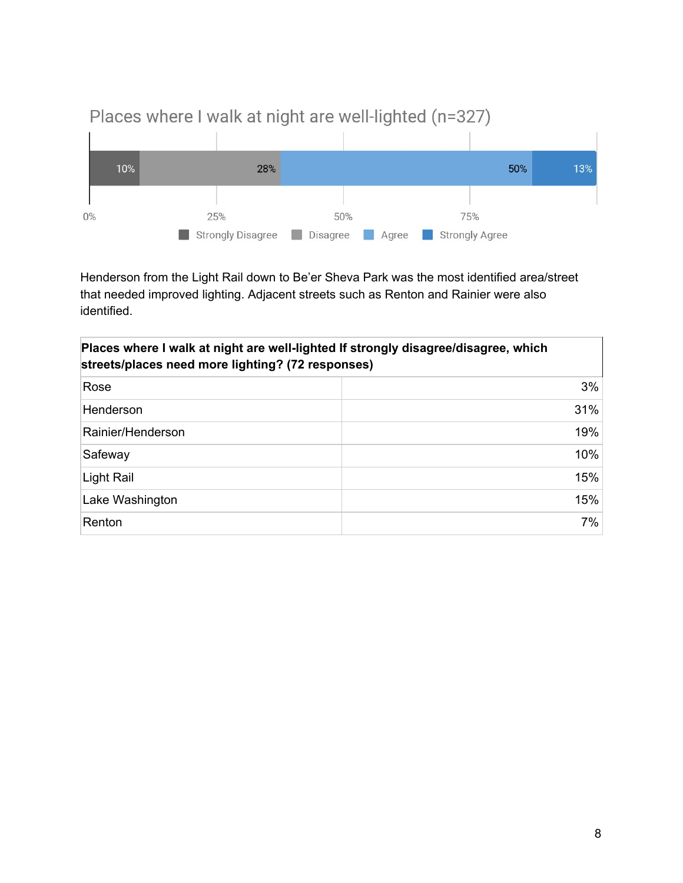### Places where I walk at night are well-lighted (n=327)

| Strongly Disagree | Disagree | Agree | Strongly Agree |
|---|---|---|---|
| 10% | 28% | 50% | 13% |

Henderson from the Light Rail down to Be'er Sheva Park was the most identified area/street that needed improved lighting. Adjacent streets such as Renton and Rainier were also identified.

| **Places where I walk at night are well-lighted If strongly disagree/disagree, which streets/places need more lighting? (72 responses)** | |
|---|---|
| Rose | 3% |
| Henderson | 31% |
| Rainier/Henderson | 19% |
| Safeway | 10% |
| Light Rail | 15% |
| Lake Washington | 15% |
| Renton | 7% |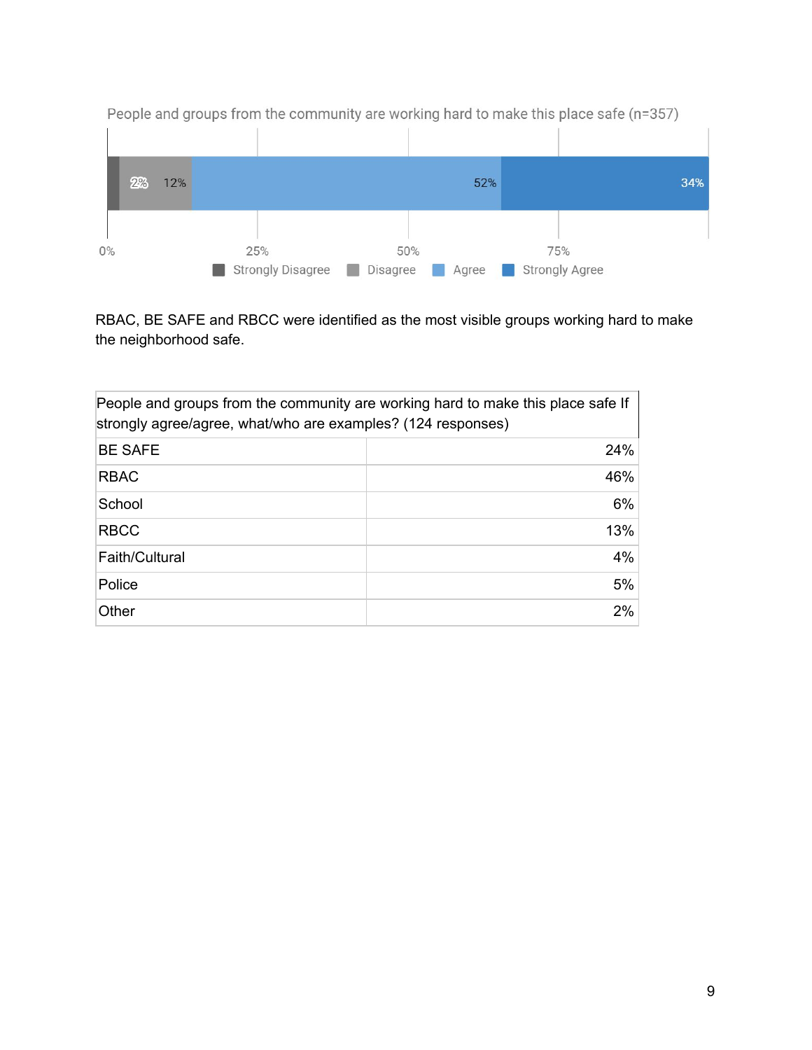People and groups from the community are working hard to make this place safe (n=357)

| Strongly Disagree | Disagree | Agree | Strongly Agree |
|---|---|---|---|
| 2% | 12% | 52% | 34% |

RBAC, BE SAFE and RBCC were identified as the most visible groups working hard to make the neighborhood safe.

| People and groups from the community are working hard to make this place safe If strongly agree/agree, what/who are examples? (124 responses) | |
|---|---|
| BE SAFE | 24% |
| RBAC | 46% |
| School | 6% |
| RBCC | 13% |
| Faith/Cultural | 4% |
| Police | 5% |
| Other | 2% |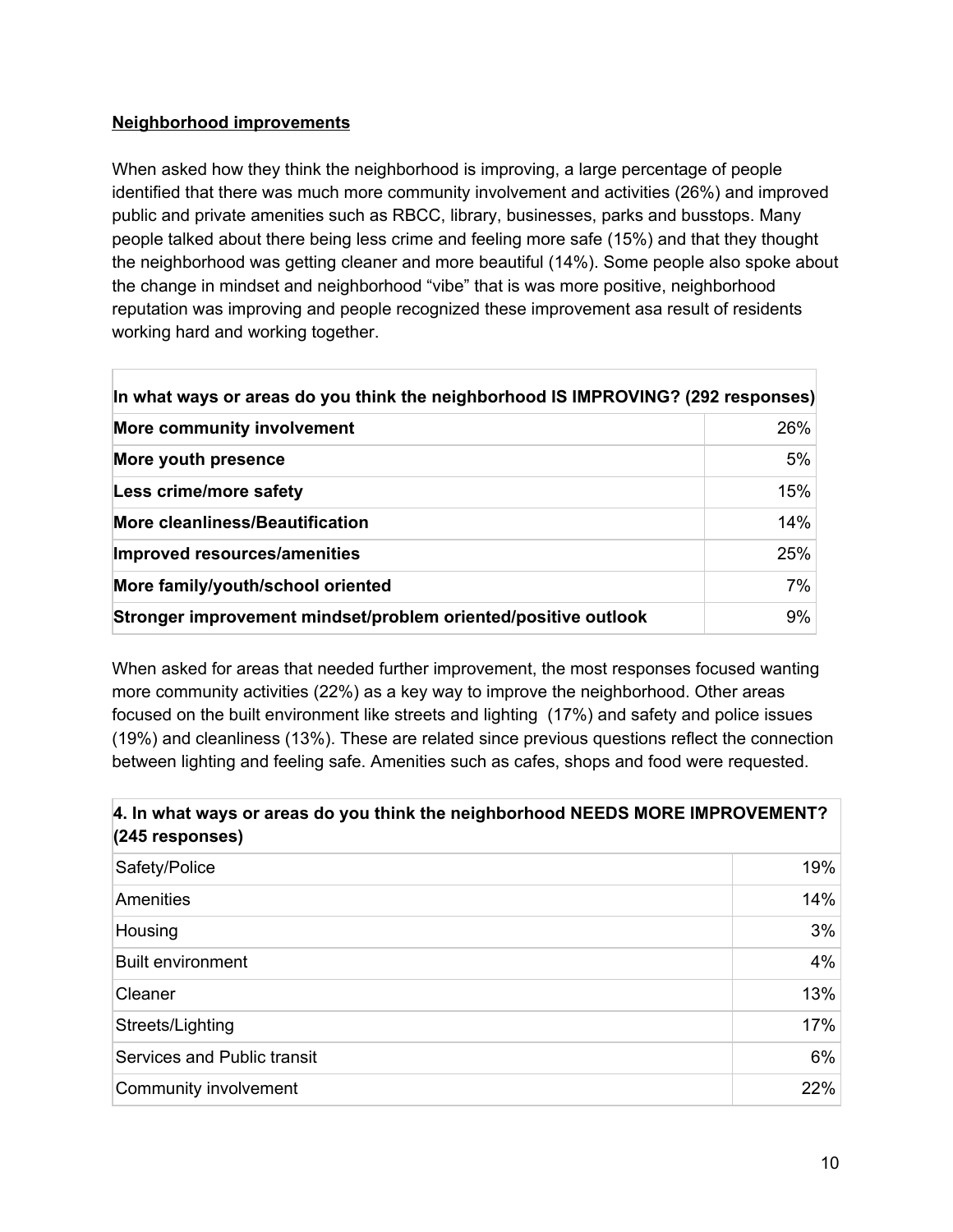**Neighborhood improvements**

When asked how they think the neighborhood is improving, a large percentage of people identified that there was much more community involvement and activities (26%) and improved public and private amenities such as RBCC, library, businesses, parks and busstops. Many people talked about there being less crime and feeling more safe (15%) and that they thought the neighborhood was getting cleaner and more beautiful (14%). Some people also spoke about the change in mindset and neighborhood "vibe" that is was more positive, neighborhood reputation was improving and people recognized these improvement asa result of residents working hard and working together.

| In what ways or areas do you think the neighborhood IS IMPROVING? (292 responses) | |
|---|---|
| **More community involvement** | 26% |
| **More youth presence** | 5% |
| **Less crime/more safety** | 15% |
| **More cleanliness/Beautification** | 14% |
| **Improved resources/amenities** | 25% |
| **More family/youth/school oriented** | 7% |
| **Stronger improvement mindset/problem oriented/positive outlook** | 9% |

When asked for areas that needed further improvement, the most responses focused wanting more community activities (22%) as a key way to improve the neighborhood. Other areas focused on the built environment like streets and lighting (17%) and safety and police issues (19%) and cleanliness (13%). These are related since previous questions reflect the connection between lighting and feeling safe. Amenities such as cafes, shops and food were requested.

| 4. In what ways or areas do you think the neighborhood NEEDS MORE IMPROVEMENT? (245 responses) | |
|---|---|
| Safety/Police | 19% |
| Amenities | 14% |
| Housing | 3% |
| Built environment | 4% |
| Cleaner | 13% |
| Streets/Lighting | 17% |
| Services and Public transit | 6% |
| Community involvement | 22% |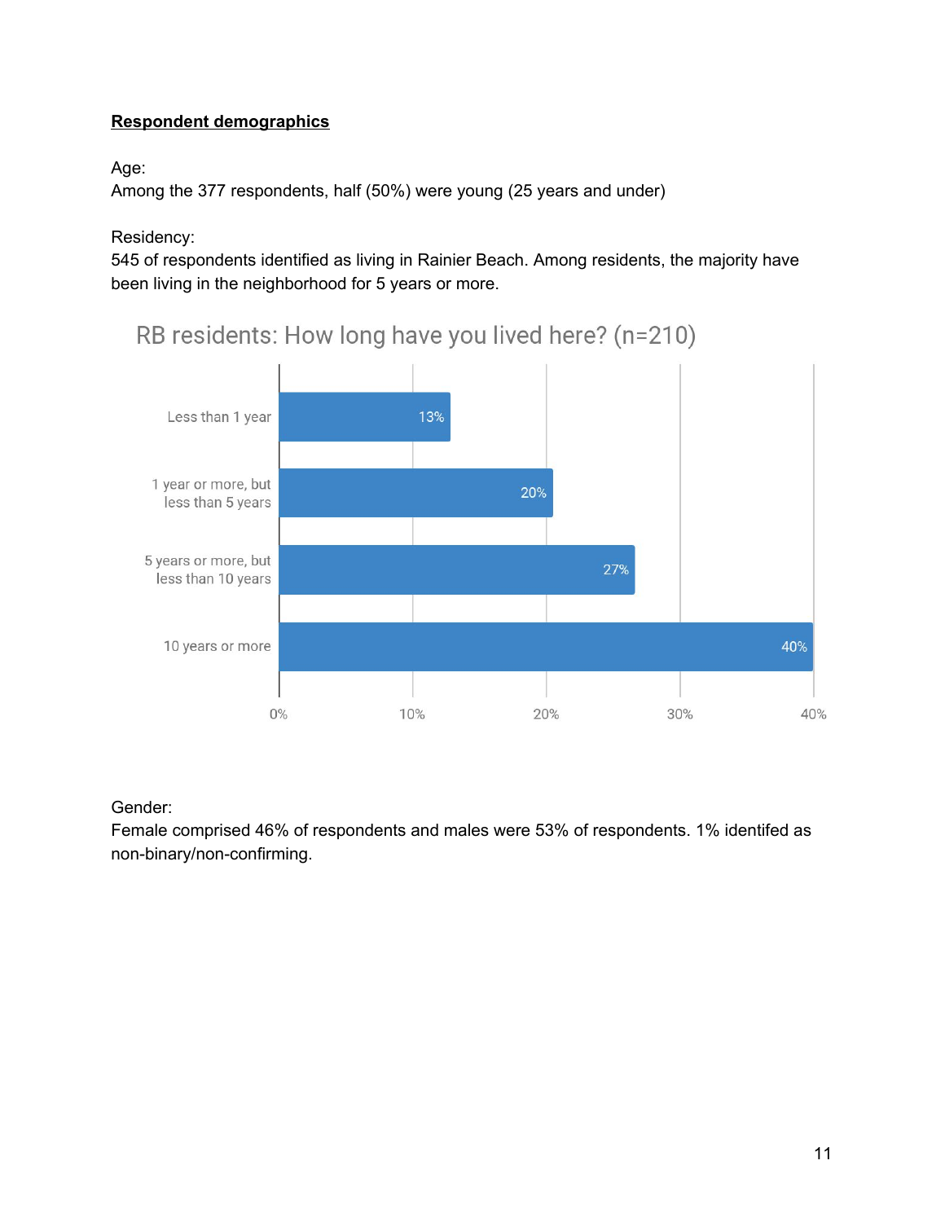**Respondent demographics**

Age:
Among the 377 respondents, half (50%) were young (25 years and under)

Residency:
545 of respondents identified as living in Rainier Beach. Among residents, the majority have been living in the neighborhood for 5 years or more.

RB residents: How long have you lived here? (n=210)

| How long have you lived here? | Percent |
|---|---|
| Less than 1 year | 13% |
| 1 year or more, but less than 5 years | 20% |
| 5 years or more, but less than 10 years | 27% |
| 10 years or more | 40% |

Gender:
Female comprised 46% of respondents and males were 53% of respondents. 1% identifed as non-binary/non-confirming.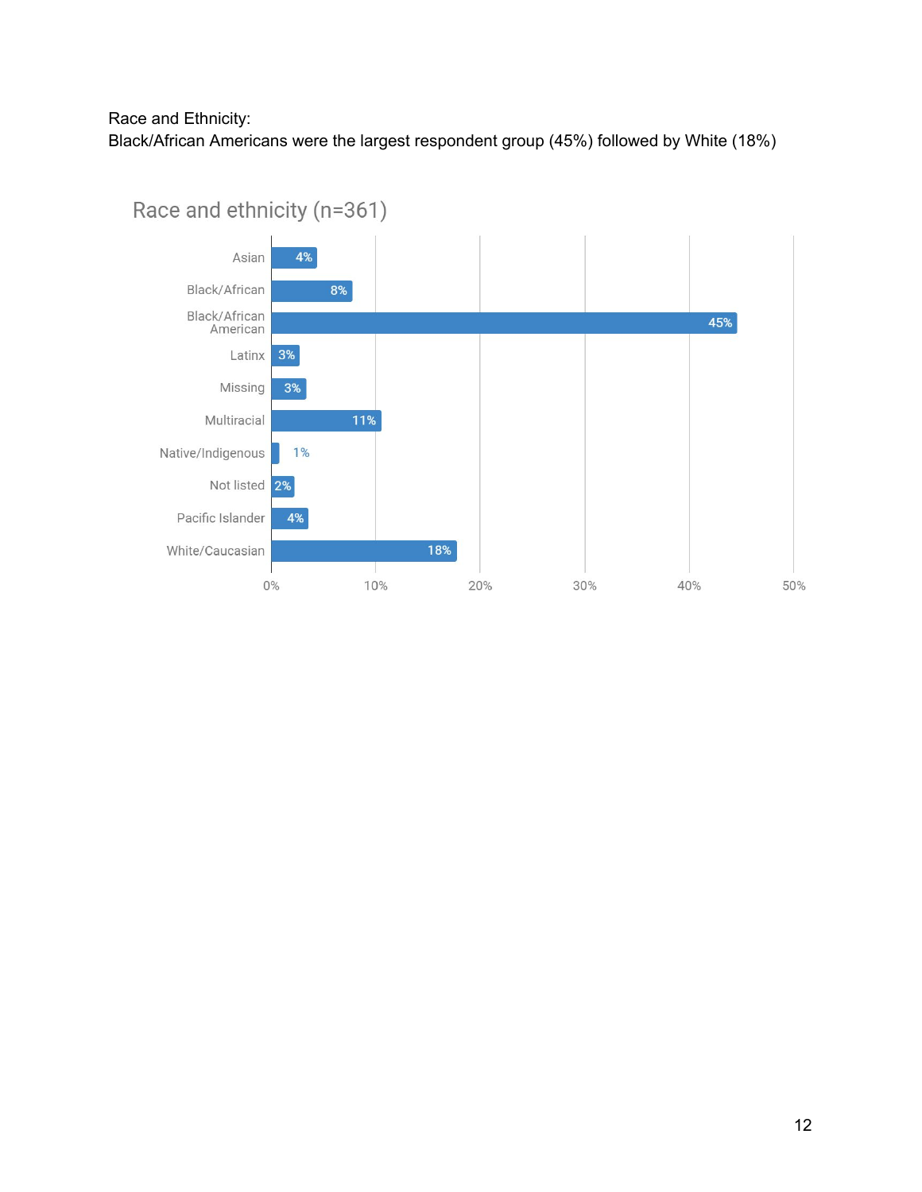Race and Ethnicity:
Black/African Americans were the largest respondent group (45%) followed by White (18%)

Race and ethnicity (n=361)

Asian 4%
Black/African 8%
Black/African American 45%
Latinx 3%
Missing 3%
Multiracial 11%
Native/Indigenous 1%
Not listed 2%
Pacific Islander 4%
White/Caucasian 18%

0% 10% 20% 30% 40% 50%